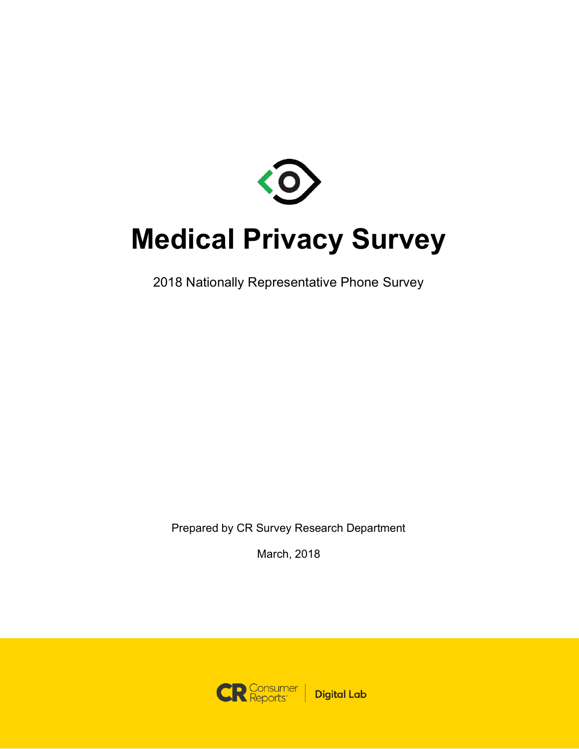# Medical Privacy Survey

2018 Nationally Representative Phone Survey

Prepared by CR Survey Research Department

March, 2018

Consumer Reports | Digital Lab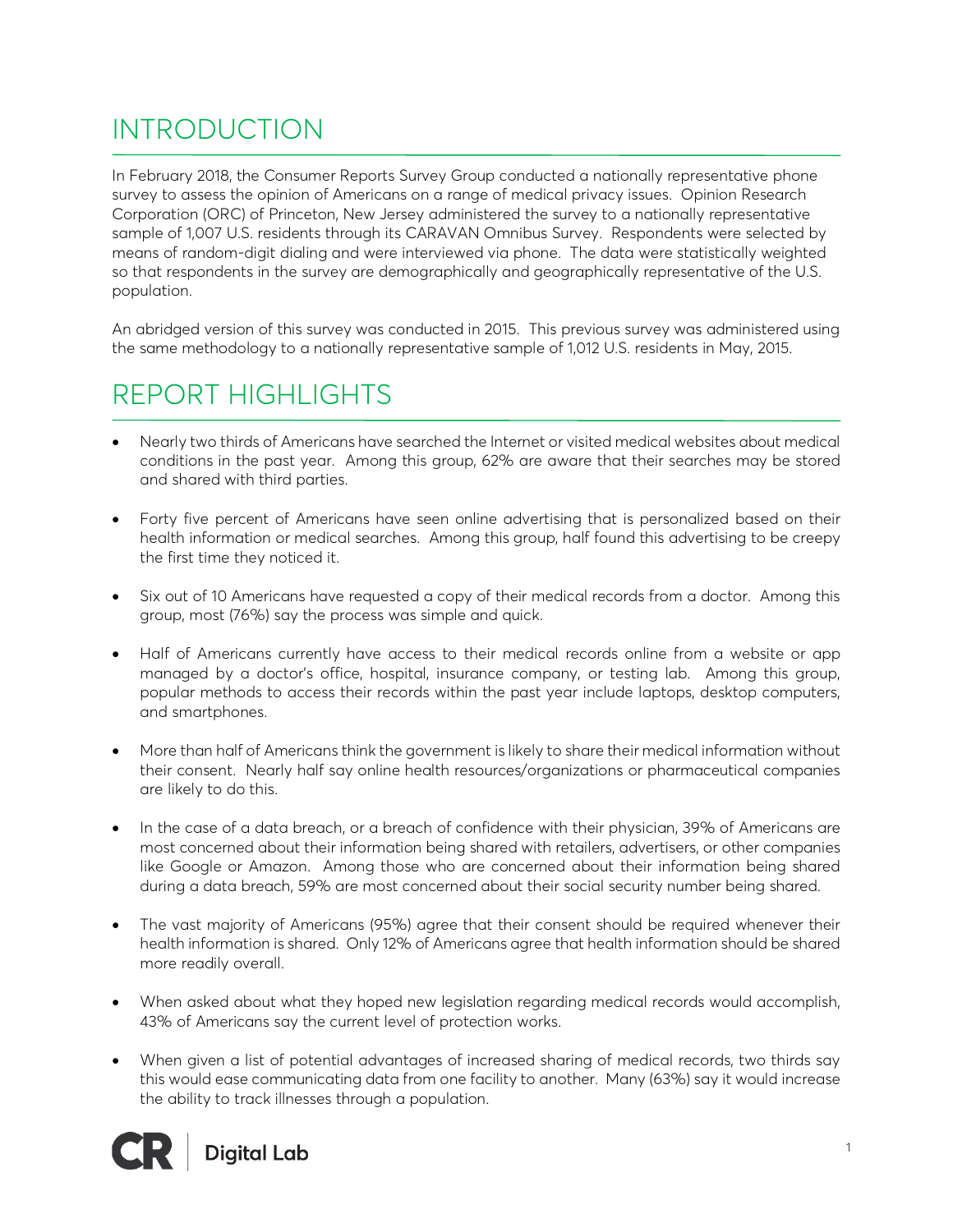# INTRODUCTION

In February 2018, the Consumer Reports Survey Group conducted a nationally representative phone survey to assess the opinion of Americans on a range of medical privacy issues. Opinion Research Corporation (ORC) of Princeton, New Jersey administered the survey to a nationally representative sample of 1,007 U.S. residents through its CARAVAN Omnibus Survey. Respondents were selected by means of random-digit dialing and were interviewed via phone. The data were statistically weighted so that respondents in the survey are demographically and geographically representative of the U.S. population.

An abridged version of this survey was conducted in 2015. This previous survey was administered using the same methodology to a nationally representative sample of 1,012 U.S. residents in May, 2015.

# REPORT HIGHLIGHTS

- Nearly two thirds of Americans have searched the Internet or visited medical websites about medical conditions in the past year. Among this group, 62% are aware that their searches may be stored and shared with third parties.
- Forty five percent of Americans have seen online advertising that is personalized based on their health information or medical searches. Among this group, half found this advertising to be creepy the first time they noticed it.
- Six out of 10 Americans have requested a copy of their medical records from a doctor. Among this group, most (76%) say the process was simple and quick.
- Half of Americans currently have access to their medical records online from a website or app managed by a doctor's office, hospital, insurance company, or testing lab. Among this group, popular methods to access their records within the past year include laptops, desktop computers, and smartphones.
- More than half of Americans think the government is likely to share their medical information without their consent. Nearly half say online health resources/organizations or pharmaceutical companies are likely to do this.
- In the case of a data breach, or a breach of confidence with their physician, 39% of Americans are most concerned about their information being shared with retailers, advertisers, or other companies like Google or Amazon. Among those who are concerned about their information being shared during a data breach, 59% are most concerned about their social security number being shared.
- The vast majority of Americans (95%) agree that their consent should be required whenever their health information is shared. Only 12% of Americans agree that health information should be shared more readily overall.
- When asked about what they hoped new legislation regarding medical records would accomplish, 43% of Americans say the current level of protection works.
- When given a list of potential advantages of increased sharing of medical records, two thirds say this would ease communicating data from one facility to another. Many (63%) say it would increase the ability to track illnesses through a population.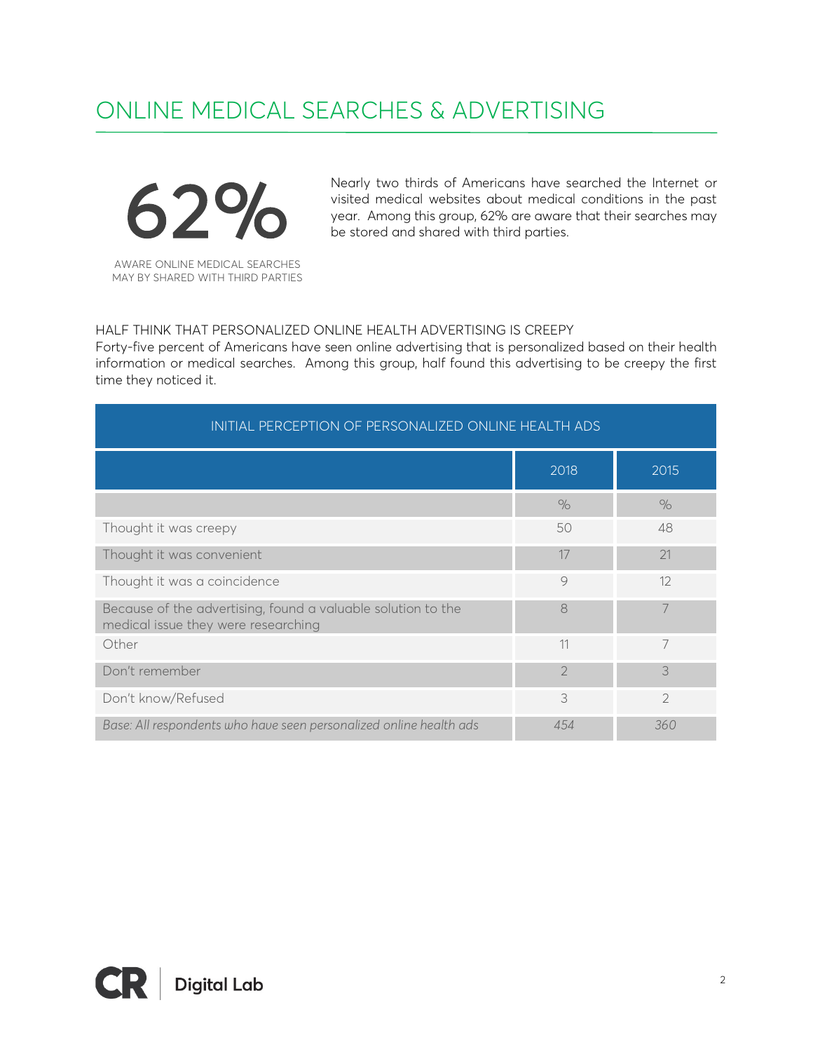# ONLINE MEDICAL SEARCHES & ADVERTISING

**62%**

AWARE ONLINE MEDICAL SEARCHES MAY BY SHARED WITH THIRD PARTIES

Nearly two thirds of Americans have searched the Internet or visited medical websites about medical conditions in the past year. Among this group, 62% are aware that their searches may be stored and shared with third parties.

## HALF THINK THAT PERSONALIZED ONLINE HEALTH ADVERTISING IS CREEPY

Forty-five percent of Americans have seen online advertising that is personalized based on their health information or medical searches. Among this group, half found this advertising to be creepy the first time they noticed it.

| INITIAL PERCEPTION OF PERSONALIZED ONLINE HEALTH ADS | | |
|---|---|---|
| | 2018 | 2015 |
| | % | % |
| Thought it was creepy | 50 | 48 |
| Thought it was convenient | 17 | 21 |
| Thought it was a coincidence | 9 | 12 |
| Because of the advertising, found a valuable solution to the medical issue they were researching | 8 | 7 |
| Other | 11 | 7 |
| Don't remember | 2 | 3 |
| Don't know/Refused | 3 | 2 |
| *Base: All respondents who have seen personalized online health ads* | *454* | *360* |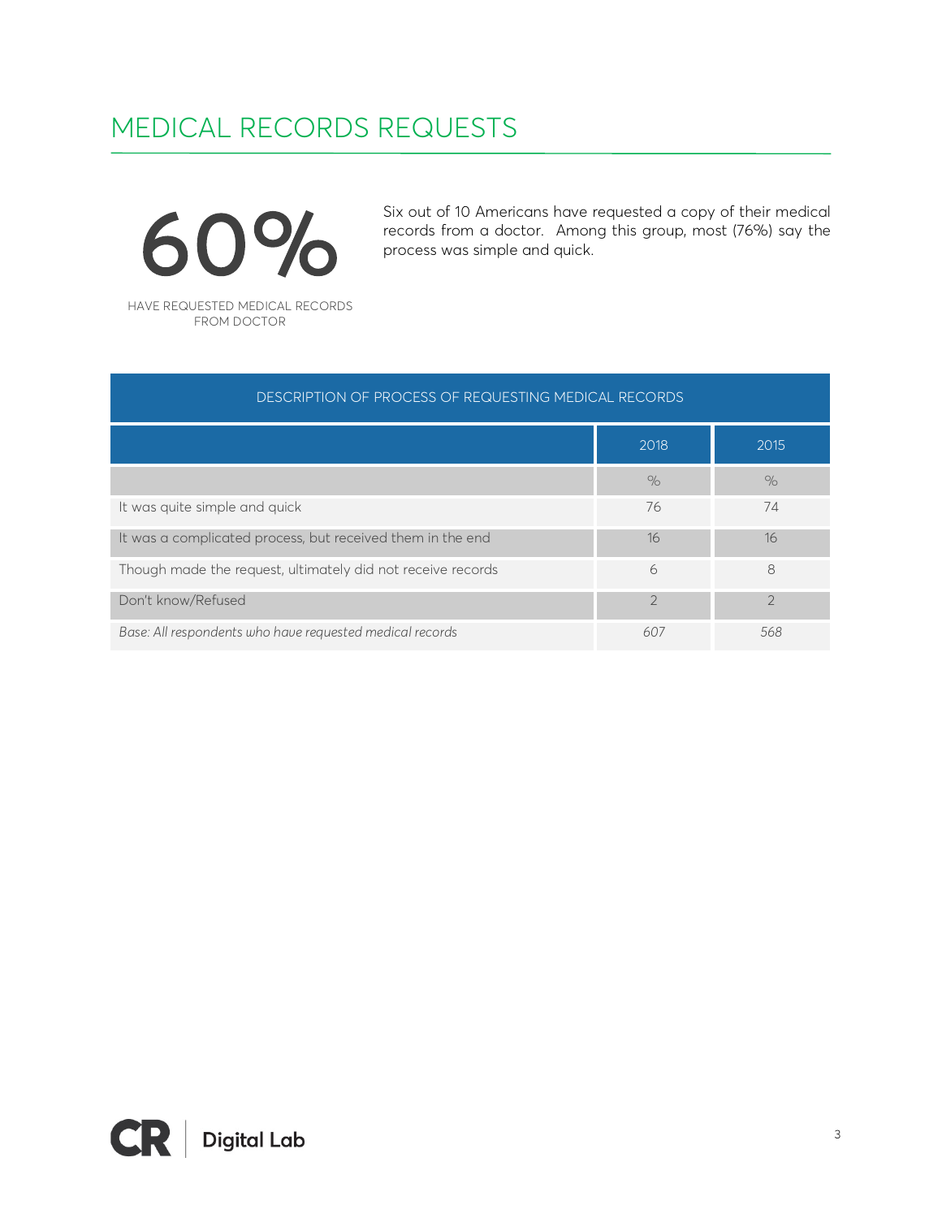# MEDICAL RECORDS REQUESTS

**60%**

HAVE REQUESTED MEDICAL RECORDS FROM DOCTOR

Six out of 10 Americans have requested a copy of their medical records from a doctor. Among this group, most (76%) say the process was simple and quick.

| DESCRIPTION OF PROCESS OF REQUESTING MEDICAL RECORDS | | |
|---|---|---|
| | 2018 | 2015 |
| | % | % |
| It was quite simple and quick | 76 | 74 |
| It was a complicated process, but received them in the end | 16 | 16 |
| Though made the request, ultimately did not receive records | 6 | 8 |
| Don't know/Refused | 2 | 2 |
| *Base: All respondents who have requested medical records* | *607* | *568* |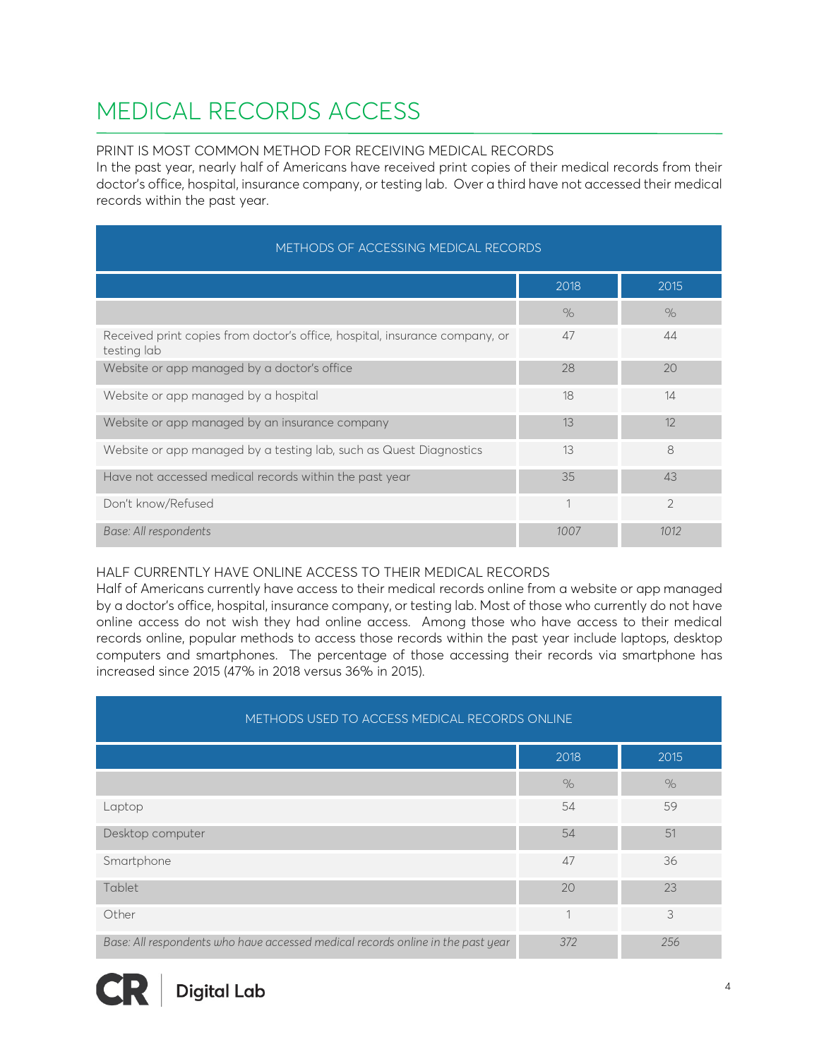# MEDICAL RECORDS ACCESS

PRINT IS MOST COMMON METHOD FOR RECEIVING MEDICAL RECORDS

In the past year, nearly half of Americans have received print copies of their medical records from their doctor's office, hospital, insurance company, or testing lab. Over a third have not accessed their medical records within the past year.

| METHODS OF ACCESSING MEDICAL RECORDS | | |
|---|---|---|
| | 2018 | 2015 |
| | % | % |
| Received print copies from doctor's office, hospital, insurance company, or testing lab | 47 | 44 |
| Website or app managed by a doctor's office | 28 | 20 |
| Website or app managed by a hospital | 18 | 14 |
| Website or app managed by an insurance company | 13 | 12 |
| Website or app managed by a testing lab, such as Quest Diagnostics | 13 | 8 |
| Have not accessed medical records within the past year | 35 | 43 |
| Don't know/Refused | 1 | 2 |
| *Base: All respondents* | *1007* | *1012* |

HALF CURRENTLY HAVE ONLINE ACCESS TO THEIR MEDICAL RECORDS

Half of Americans currently have access to their medical records online from a website or app managed by a doctor's office, hospital, insurance company, or testing lab. Most of those who currently do not have online access do not wish they had online access. Among those who have access to their medical records online, popular methods to access those records within the past year include laptops, desktop computers and smartphones. The percentage of those accessing their records via smartphone has increased since 2015 (47% in 2018 versus 36% in 2015).

| METHODS USED TO ACCESS MEDICAL RECORDS ONLINE | | |
|---|---|---|
| | 2018 | 2015 |
| | % | % |
| Laptop | 54 | 59 |
| Desktop computer | 54 | 51 |
| Smartphone | 47 | 36 |
| Tablet | 20 | 23 |
| Other | 1 | 3 |
| *Base: All respondents who have accessed medical records online in the past year* | *372* | *256* |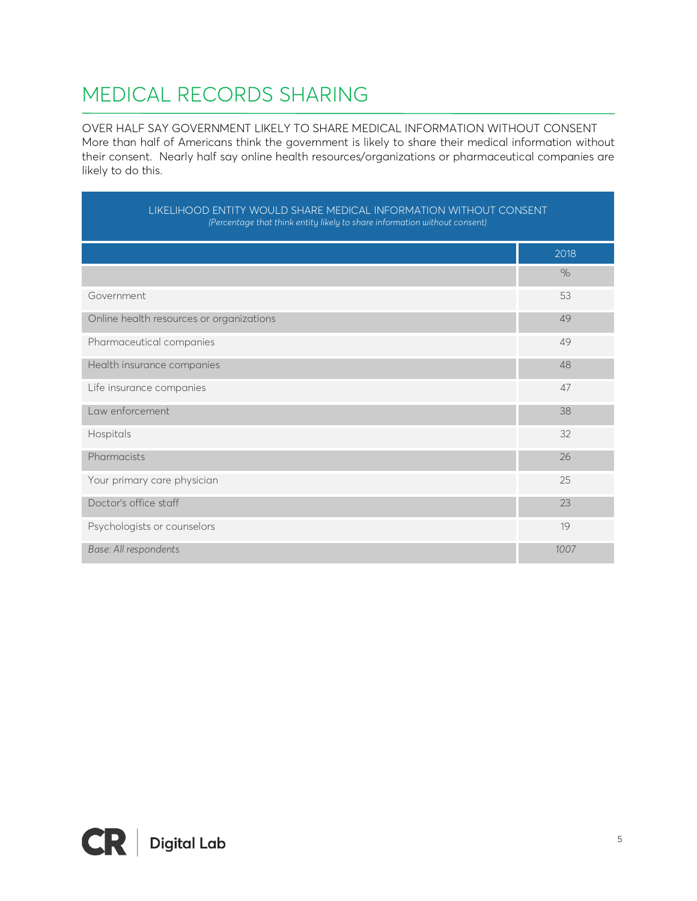# MEDICAL RECORDS SHARING

OVER HALF SAY GOVERNMENT LIKELY TO SHARE MEDICAL INFORMATION WITHOUT CONSENT

More than half of Americans think the government is likely to share their medical information without their consent. Nearly half say online health resources/organizations or pharmaceutical companies are likely to do this.

| LIKELIHOOD ENTITY WOULD SHARE MEDICAL INFORMATION WITHOUT CONSENT *(Percentage that think entity likely to share information without consent)* | |
|---|---|
| | 2018 |
| | % |
| Government | 53 |
| Online health resources or organizations | 49 |
| Pharmaceutical companies | 49 |
| Health insurance companies | 48 |
| Life insurance companies | 47 |
| Law enforcement | 38 |
| Hospitals | 32 |
| Pharmacists | 26 |
| Your primary care physician | 25 |
| Doctor's office staff | 23 |
| Psychologists or counselors | 19 |
| *Base: All respondents* | *1007* |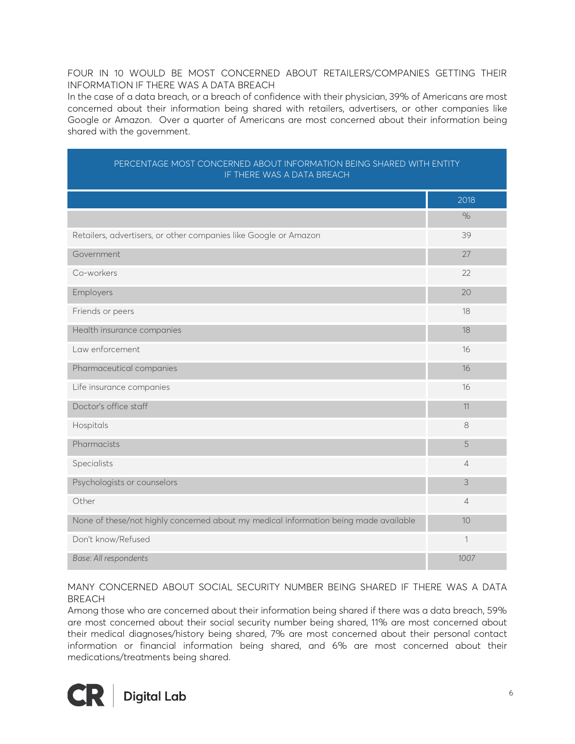## FOUR IN 10 WOULD BE MOST CONCERNED ABOUT RETAILERS/COMPANIES GETTING THEIR INFORMATION IF THERE WAS A DATA BREACH

In the case of a data breach, or a breach of confidence with their physician, 39% of Americans are most concerned about their information being shared with retailers, advertisers, or other companies like Google or Amazon. Over a quarter of Americans are most concerned about their information being shared with the government.

PERCENTAGE MOST CONCERNED ABOUT INFORMATION BEING SHARED WITH ENTITY IF THERE WAS A DATA BREACH

| | 2018 |
|---|---|
| | % |
| Retailers, advertisers, or other companies like Google or Amazon | 39 |
| Government | 27 |
| Co-workers | 22 |
| Employers | 20 |
| Friends or peers | 18 |
| Health insurance companies | 18 |
| Law enforcement | 16 |
| Pharmaceutical companies | 16 |
| Life insurance companies | 16 |
| Doctor's office staff | 11 |
| Hospitals | 8 |
| Pharmacists | 5 |
| Specialists | 4 |
| Psychologists or counselors | 3 |
| Other | 4 |
| None of these/not highly concerned about my medical information being made available | 10 |
| Don't know/Refused | 1 |
| *Base: All respondents* | *1007* |

## MANY CONCERNED ABOUT SOCIAL SECURITY NUMBER BEING SHARED IF THERE WAS A DATA BREACH

Among those who are concerned about their information being shared if there was a data breach, 59% are most concerned about their social security number being shared, 11% are most concerned about their medical diagnoses/history being shared, 7% are most concerned about their personal contact information or financial information being shared, and 6% are most concerned about their medications/treatments being shared.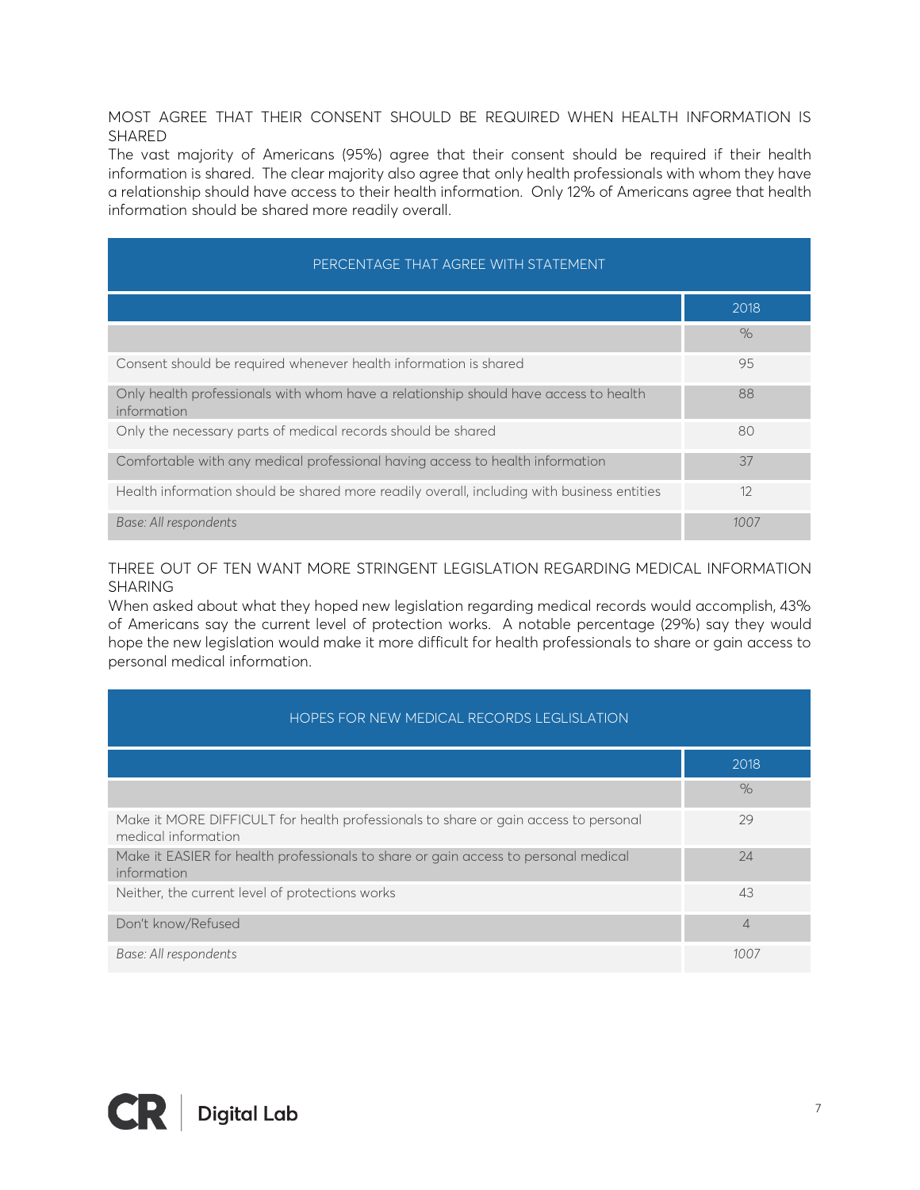## MOST AGREE THAT THEIR CONSENT SHOULD BE REQUIRED WHEN HEALTH INFORMATION IS SHARED

The vast majority of Americans (95%) agree that their consent should be required if their health information is shared. The clear majority also agree that only health professionals with whom they have a relationship should have access to their health information. Only 12% of Americans agree that health information should be shared more readily overall.

| PERCENTAGE THAT AGREE WITH STATEMENT | |
|---|---|
| | 2018 |
| | % |
| Consent should be required whenever health information is shared | 95 |
| Only health professionals with whom have a relationship should have access to health information | 88 |
| Only the necessary parts of medical records should be shared | 80 |
| Comfortable with any medical professional having access to health information | 37 |
| Health information should be shared more readily overall, including with business entities | 12 |
| *Base: All respondents* | *1007* |

## THREE OUT OF TEN WANT MORE STRINGENT LEGISLATION REGARDING MEDICAL INFORMATION SHARING

When asked about what they hoped new legislation regarding medical records would accomplish, 43% of Americans say the current level of protection works. A notable percentage (29%) say they would hope the new legislation would make it more difficult for health professionals to share or gain access to personal medical information.

| HOPES FOR NEW MEDICAL RECORDS LEGLISLATION | |
|---|---|
| | 2018 |
| | % |
| Make it MORE DIFFICULT for health professionals to share or gain access to personal medical information | 29 |
| Make it EASIER for health professionals to share or gain access to personal medical information | 24 |
| Neither, the current level of protections works | 43 |
| Don't know/Refused | 4 |
| *Base: All respondents* | *1007* |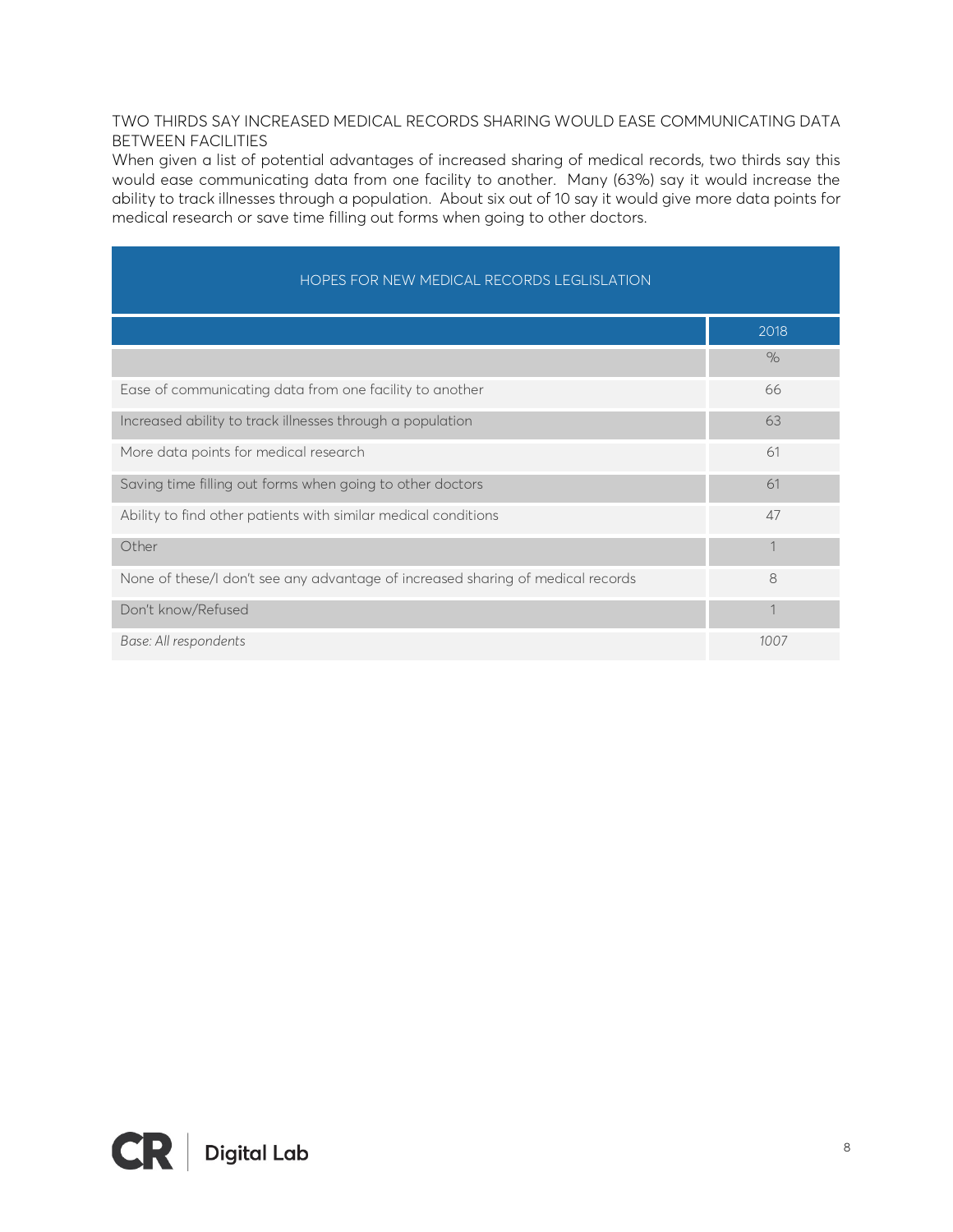## TWO THIRDS SAY INCREASED MEDICAL RECORDS SHARING WOULD EASE COMMUNICATING DATA BETWEEN FACILITIES

When given a list of potential advantages of increased sharing of medical records, two thirds say this would ease communicating data from one facility to another. Many (63%) say it would increase the ability to track illnesses through a population. About six out of 10 say it would give more data points for medical research or save time filling out forms when going to other doctors.

| HOPES FOR NEW MEDICAL RECORDS LEGLISLATION | |
|---|---|
| | 2018 |
| | % |
| Ease of communicating data from one facility to another | 66 |
| Increased ability to track illnesses through a population | 63 |
| More data points for medical research | 61 |
| Saving time filling out forms when going to other doctors | 61 |
| Ability to find other patients with similar medical conditions | 47 |
| Other | 1 |
| None of these/I don't see any advantage of increased sharing of medical records | 8 |
| Don't know/Refused | 1 |
| *Base: All respondents* | *1007* |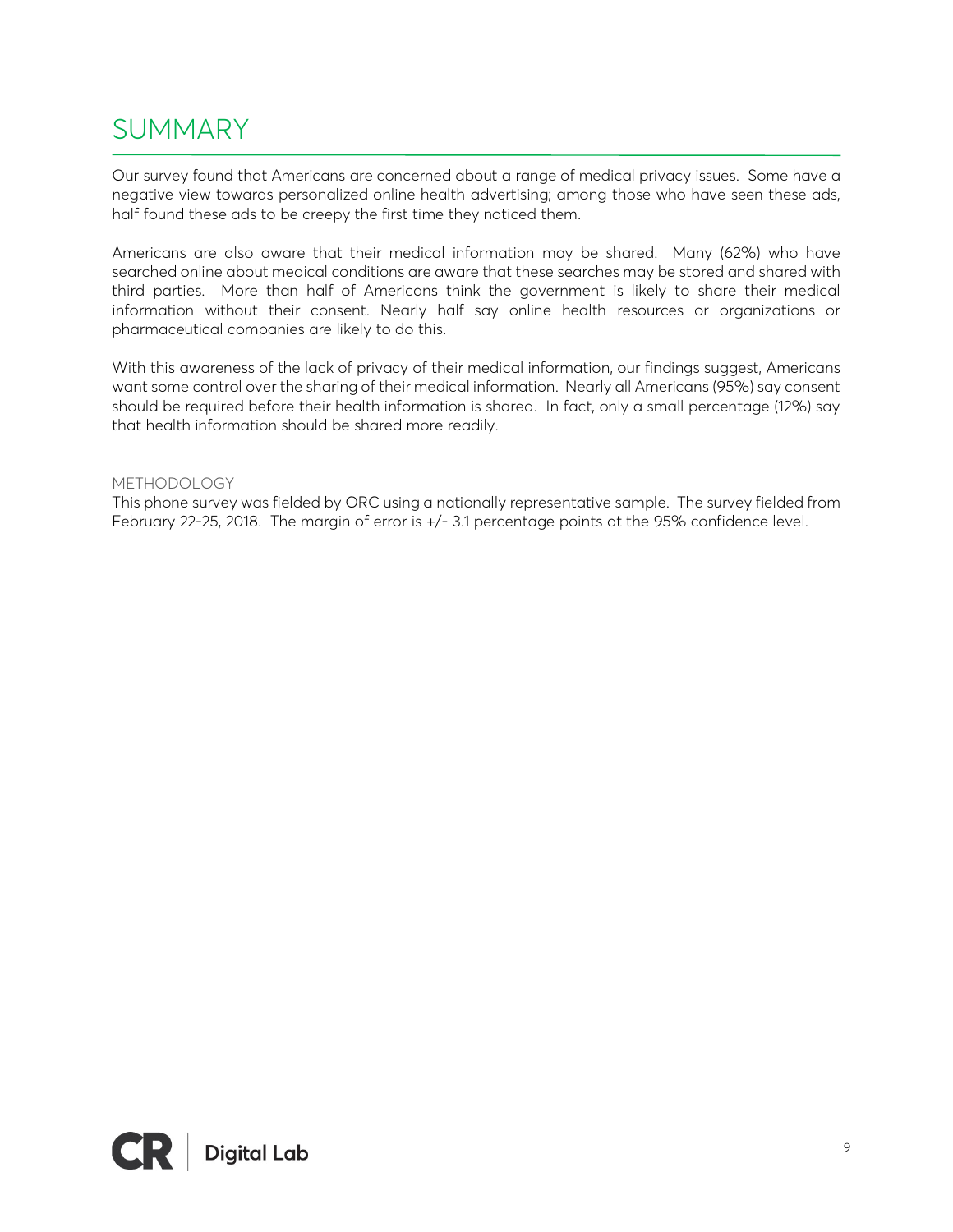# SUMMARY

Our survey found that Americans are concerned about a range of medical privacy issues. Some have a negative view towards personalized online health advertising; among those who have seen these ads, half found these ads to be creepy the first time they noticed them.

Americans are also aware that their medical information may be shared. Many (62%) who have searched online about medical conditions are aware that these searches may be stored and shared with third parties. More than half of Americans think the government is likely to share their medical information without their consent. Nearly half say online health resources or organizations or pharmaceutical companies are likely to do this.

With this awareness of the lack of privacy of their medical information, our findings suggest, Americans want some control over the sharing of their medical information. Nearly all Americans (95%) say consent should be required before their health information is shared. In fact, only a small percentage (12%) say that health information should be shared more readily.

METHODOLOGY

This phone survey was fielded by ORC using a nationally representative sample. The survey fielded from February 22-25, 2018. The margin of error is +/- 3.1 percentage points at the 95% confidence level.